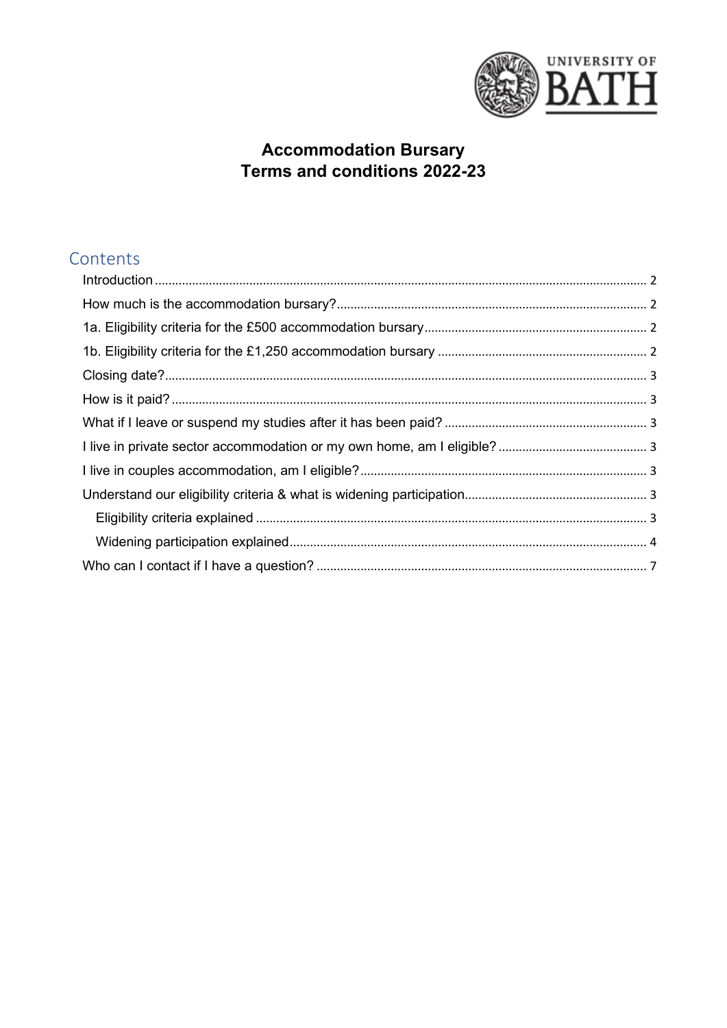UNIVERSITY OF BATH

# Accommodation Bursary
# Terms and conditions 2022-23

## Contents

- Introduction ........ 2
- How much is the accommodation bursary? ........ 2
- 1a. Eligibility criteria for the £500 accommodation bursary ........ 2
- 1b. Eligibility criteria for the £1,250 accommodation bursary ........ 2
- Closing date? ........ 3
- How is it paid? ........ 3
- What if I leave or suspend my studies after it has been paid? ........ 3
- I live in private sector accommodation or my own home, am I eligible? ........ 3
- I live in couples accommodation, am I eligible? ........ 3
- Understand our eligibility criteria & what is widening participation ........ 3
  - Eligibility criteria explained ........ 3
  - Widening participation explained ........ 4
- Who can I contact if I have a question? ........ 7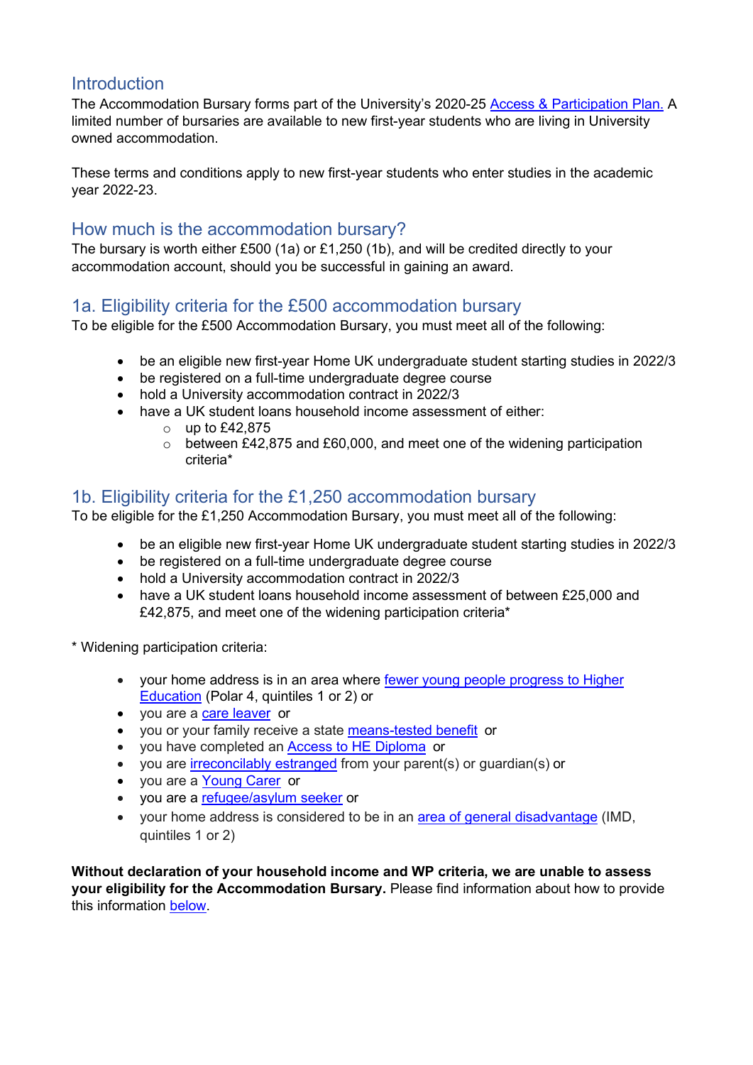## Introduction

The Accommodation Bursary forms part of the University's 2020-25 Access & Participation Plan. A limited number of bursaries are available to new first-year students who are living in University owned accommodation.

These terms and conditions apply to new first-year students who enter studies in the academic year 2022-23.

## How much is the accommodation bursary?

The bursary is worth either £500 (1a) or £1,250 (1b), and will be credited directly to your accommodation account, should you be successful in gaining an award.

## 1a. Eligibility criteria for the £500 accommodation bursary

To be eligible for the £500 Accommodation Bursary, you must meet all of the following:

- be an eligible new first-year Home UK undergraduate student starting studies in 2022/3
- be registered on a full-time undergraduate degree course
- hold a University accommodation contract in 2022/3
- have a UK student loans household income assessment of either:
  - up to £42,875
  - between £42,875 and £60,000, and meet one of the widening participation criteria*

## 1b. Eligibility criteria for the £1,250 accommodation bursary

To be eligible for the £1,250 Accommodation Bursary, you must meet all of the following:

- be an eligible new first-year Home UK undergraduate student starting studies in 2022/3
- be registered on a full-time undergraduate degree course
- hold a University accommodation contract in 2022/3
- have a UK student loans household income assessment of between £25,000 and £42,875, and meet one of the widening participation criteria*

* Widening participation criteria:

- your home address is in an area where fewer young people progress to Higher Education (Polar 4, quintiles 1 or 2) or
- you are a care leaver or
- you or your family receive a state means-tested benefit or
- you have completed an Access to HE Diploma or
- you are irreconcilably estranged from your parent(s) or guardian(s) or
- you are a Young Carer or
- you are a refugee/asylum seeker or
- your home address is considered to be in an area of general disadvantage (IMD, quintiles 1 or 2)

**Without declaration of your household income and WP criteria, we are unable to assess your eligibility for the Accommodation Bursary.** Please find information about how to provide this information below.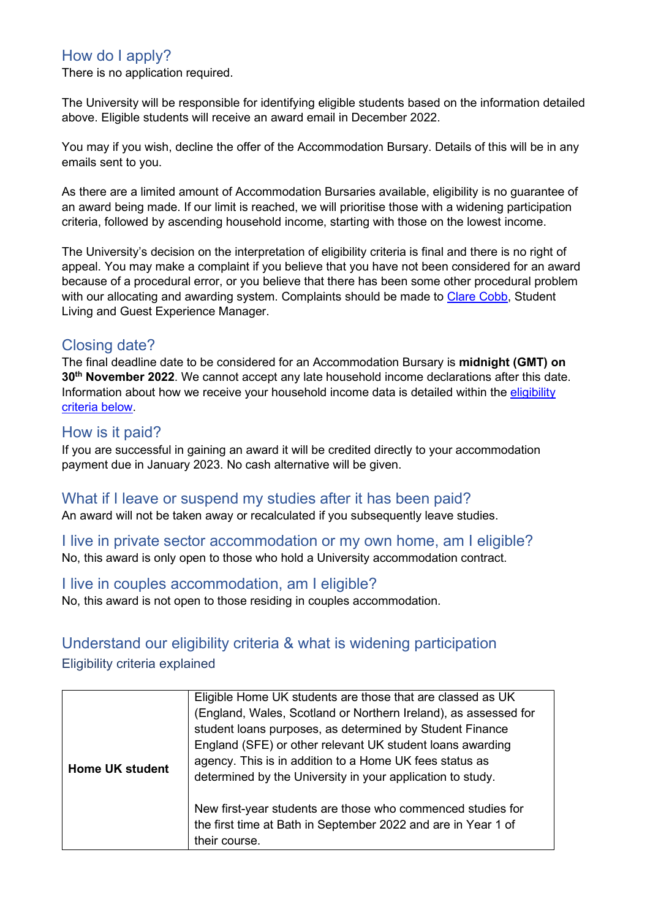## How do I apply?

There is no application required.

The University will be responsible for identifying eligible students based on the information detailed above. Eligible students will receive an award email in December 2022.

You may if you wish, decline the offer of the Accommodation Bursary. Details of this will be in any emails sent to you.

As there are a limited amount of Accommodation Bursaries available, eligibility is no guarantee of an award being made. If our limit is reached, we will prioritise those with a widening participation criteria, followed by ascending household income, starting with those on the lowest income.

The University's decision on the interpretation of eligibility criteria is final and there is no right of appeal. You may make a complaint if you believe that you have not been considered for an award because of a procedural error, or you believe that there has been some other procedural problem with our allocating and awarding system. Complaints should be made to [Clare Cobb](), Student Living and Guest Experience Manager.

## Closing date?

The final deadline date to be considered for an Accommodation Bursary is **midnight (GMT) on 30th November 2022**. We cannot accept any late household income declarations after this date. Information about how we receive your household income data is detailed within the [eligibility criteria below]().

## How is it paid?

If you are successful in gaining an award it will be credited directly to your accommodation payment due in January 2023. No cash alternative will be given.

## What if I leave or suspend my studies after it has been paid?

An award will not be taken away or recalculated if you subsequently leave studies.

## I live in private sector accommodation or my own home, am I eligible?

No, this award is only open to those who hold a University accommodation contract.

## I live in couples accommodation, am I eligible?

No, this award is not open to those residing in couples accommodation.

## Understand our eligibility criteria & what is widening participation

### Eligibility criteria explained

| | |
|---|---|
| **Home UK student** | Eligible Home UK students are those that are classed as UK (England, Wales, Scotland or Northern Ireland), as assessed for student loans purposes, as determined by Student Finance England (SFE) or other relevant UK student loans awarding agency. This is in addition to a Home UK fees status as determined by the University in your application to study.<br><br>New first-year students are those who commenced studies for the first time at Bath in September 2022 and are in Year 1 of their course. |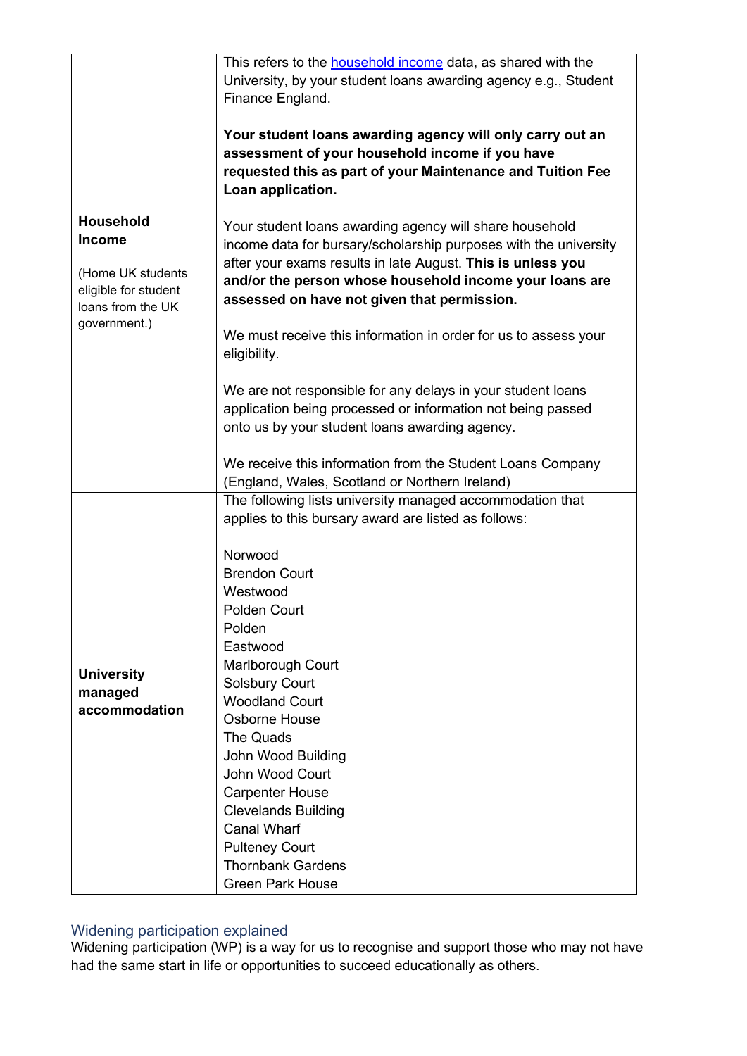| | |
|---|---|
| **Household Income**<br><br>(Home UK students eligible for student loans from the UK government.) | This refers to the household income data, as shared with the University, by your student loans awarding agency e.g., Student Finance England.<br><br>**Your student loans awarding agency will only carry out an assessment of your household income if you have requested this as part of your Maintenance and Tuition Fee Loan application.**<br><br>Your student loans awarding agency will share household income data for bursary/scholarship purposes with the university after your exams results in late August. **This is unless you and/or the person whose household income your loans are assessed on have not given that permission.**<br><br>We must receive this information in order for us to assess your eligibility.<br><br>We are not responsible for any delays in your student loans application being processed or information not being passed onto us by your student loans awarding agency.<br><br>We receive this information from the Student Loans Company (England, Wales, Scotland or Northern Ireland) |
| **University managed accommodation** | The following lists university managed accommodation that applies to this bursary award are listed as follows:<br><br>Norwood<br>Brendon Court<br>Westwood<br>Polden Court<br>Polden<br>Eastwood<br>Marlborough Court<br>Solsbury Court<br>Woodland Court<br>Osborne House<br>The Quads<br>John Wood Building<br>John Wood Court<br>Carpenter House<br>Clevelands Building<br>Canal Wharf<br>Pulteney Court<br>Thornbank Gardens<br>Green Park House |

## Widening participation explained

Widening participation (WP) is a way for us to recognise and support those who may not have had the same start in life or opportunities to succeed educationally as others.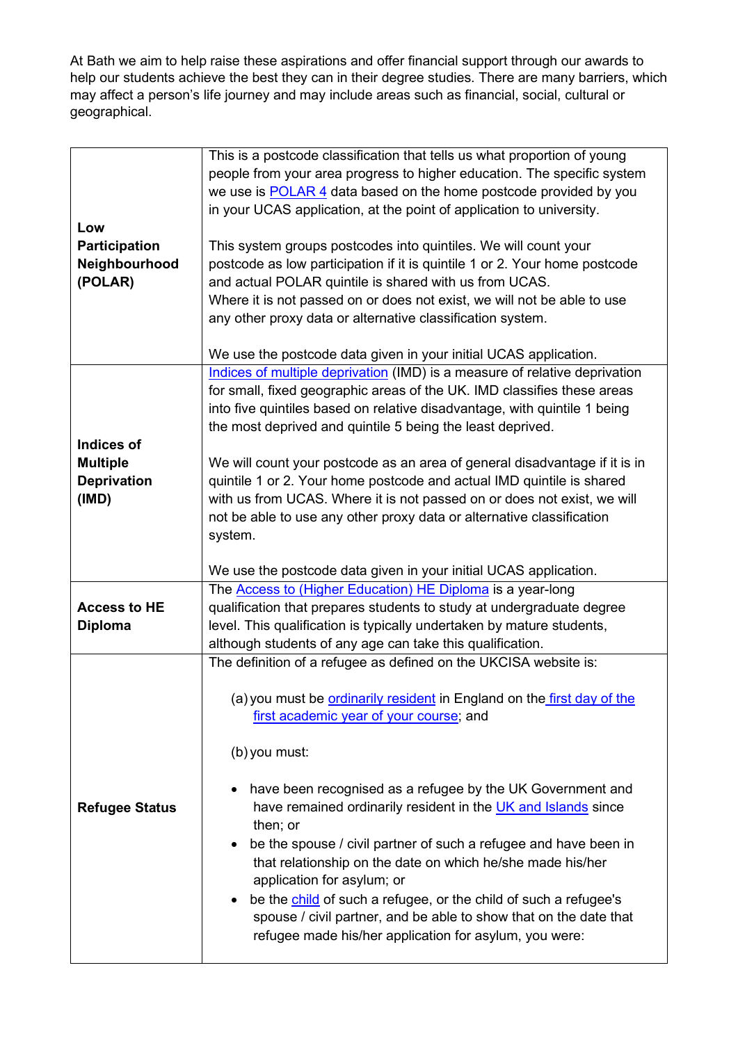At Bath we aim to help raise these aspirations and offer financial support through our awards to help our students achieve the best they can in their degree studies. There are many barriers, which may affect a person's life journey and may include areas such as financial, social, cultural or geographical.

| | |
|---|---|
| **Low Participation Neighbourhood (POLAR)** | This is a postcode classification that tells us what proportion of young people from your area progress to higher education. The specific system we use is POLAR 4 data based on the home postcode provided by you in your UCAS application, at the point of application to university.<br><br>This system groups postcodes into quintiles. We will count your postcode as low participation if it is quintile 1 or 2. Your home postcode and actual POLAR quintile is shared with us from UCAS.<br>Where it is not passed on or does not exist, we will not be able to use any other proxy data or alternative classification system.<br><br>We use the postcode data given in your initial UCAS application. |
| **Indices of Multiple Deprivation (IMD)** | Indices of multiple deprivation (IMD) is a measure of relative deprivation for small, fixed geographic areas of the UK. IMD classifies these areas into five quintiles based on relative disadvantage, with quintile 1 being the most deprived and quintile 5 being the least deprived.<br><br>We will count your postcode as an area of general disadvantage if it is in quintile 1 or 2. Your home postcode and actual IMD quintile is shared with us from UCAS. Where it is not passed on or does not exist, we will not be able to use any other proxy data or alternative classification system.<br><br>We use the postcode data given in your initial UCAS application. |
| **Access to HE Diploma** | The Access to (Higher Education) HE Diploma is a year-long qualification that prepares students to study at undergraduate degree level. This qualification is typically undertaken by mature students, although students of any age can take this qualification. |
| **Refugee Status** | The definition of a refugee as defined on the UKCISA website is:<br><br>(a) you must be ordinarily resident in England on the first day of the first academic year of your course; and<br><br>(b) you must:<br><br>• have been recognised as a refugee by the UK Government and have remained ordinarily resident in the UK and Islands since then; or<br>• be the spouse / civil partner of such a refugee and have been in that relationship on the date on which he/she made his/her application for asylum; or<br>• be the child of such a refugee, or the child of such a refugee's spouse / civil partner, and be able to show that on the date that refugee made his/her application for asylum, you were: |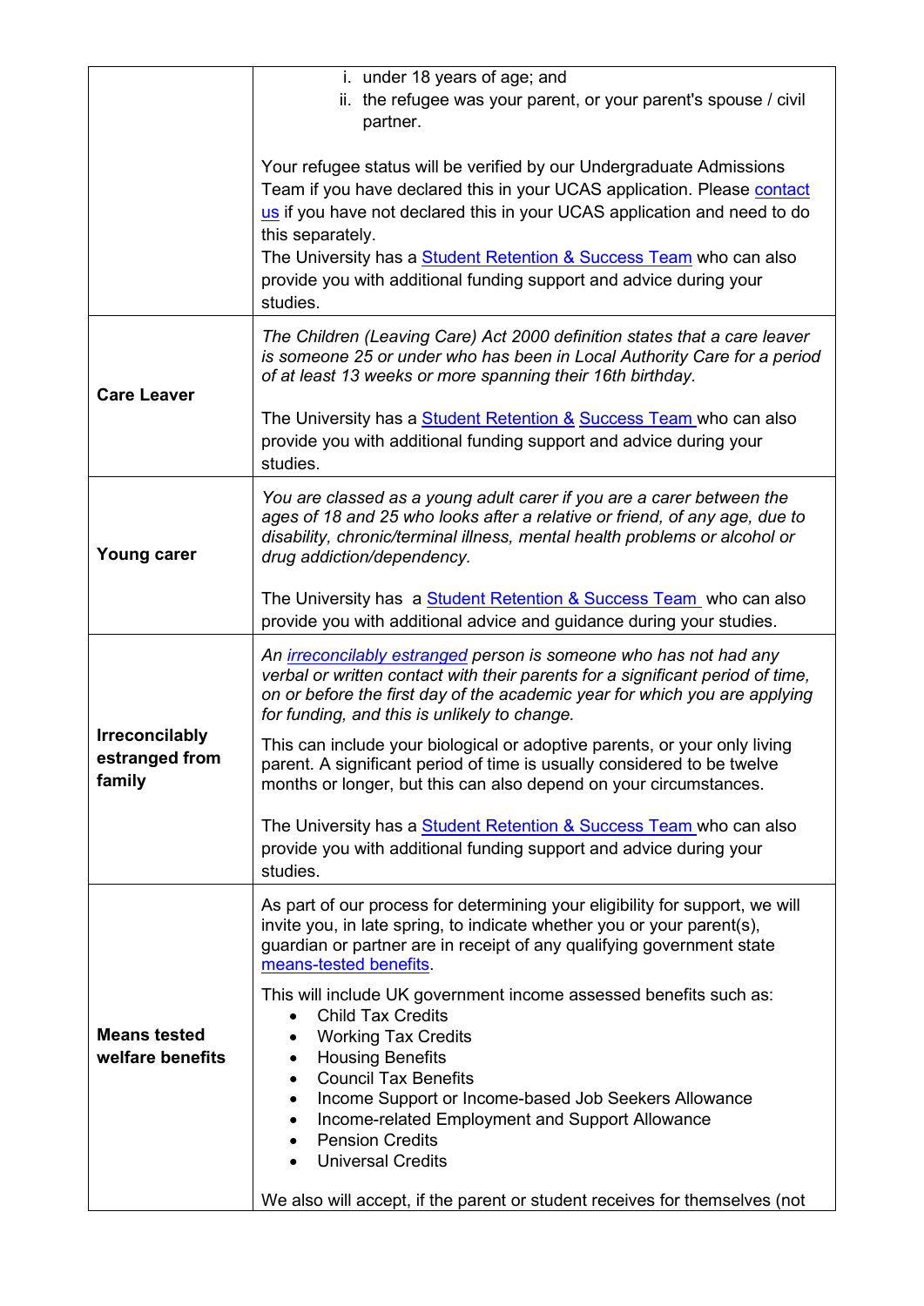| | |
|---|---|
| | i. under 18 years of age; and<br>ii. the refugee was your parent, or your parent's spouse / civil partner.<br><br>Your refugee status will be verified by our Undergraduate Admissions Team if you have declared this in your UCAS application. Please contact us if you have not declared this in your UCAS application and need to do this separately.<br>The University has a Student Retention & Success Team who can also provide you with additional funding support and advice during your studies. |
| **Care Leaver** | *The Children (Leaving Care) Act 2000 definition states that a care leaver is someone 25 or under who has been in Local Authority Care for a period of at least 13 weeks or more spanning their 16th birthday.*<br><br>The University has a Student Retention & Success Team who can also provide you with additional funding support and advice during your studies. |
| **Young carer** | *You are classed as a young adult carer if you are a carer between the ages of 18 and 25 who looks after a relative or friend, of any age, due to disability, chronic/terminal illness, mental health problems or alcohol or drug addiction/dependency.*<br><br>The University has a Student Retention & Success Team who can also provide you with additional advice and guidance during your studies. |
| **Irreconcilably estranged from family** | *An irreconcilably estranged person is someone who has not had any verbal or written contact with their parents for a significant period of time, on or before the first day of the academic year for which you are applying for funding, and this is unlikely to change.*<br><br>This can include your biological or adoptive parents, or your only living parent. A significant period of time is usually considered to be twelve months or longer, but this can also depend on your circumstances.<br><br>The University has a Student Retention & Success Team who can also provide you with additional funding support and advice during your studies. |
| **Means tested welfare benefits** | As part of our process for determining your eligibility for support, we will invite you, in late spring, to indicate whether you or your parent(s), guardian or partner are in receipt of any qualifying government state means-tested benefits.<br><br>This will include UK government income assessed benefits such as:<br>• Child Tax Credits<br>• Working Tax Credits<br>• Housing Benefits<br>• Council Tax Benefits<br>• Income Support or Income-based Job Seekers Allowance<br>• Income-related Employment and Support Allowance<br>• Pension Credits<br>• Universal Credits<br><br>We also will accept, if the parent or student receives for themselves (not |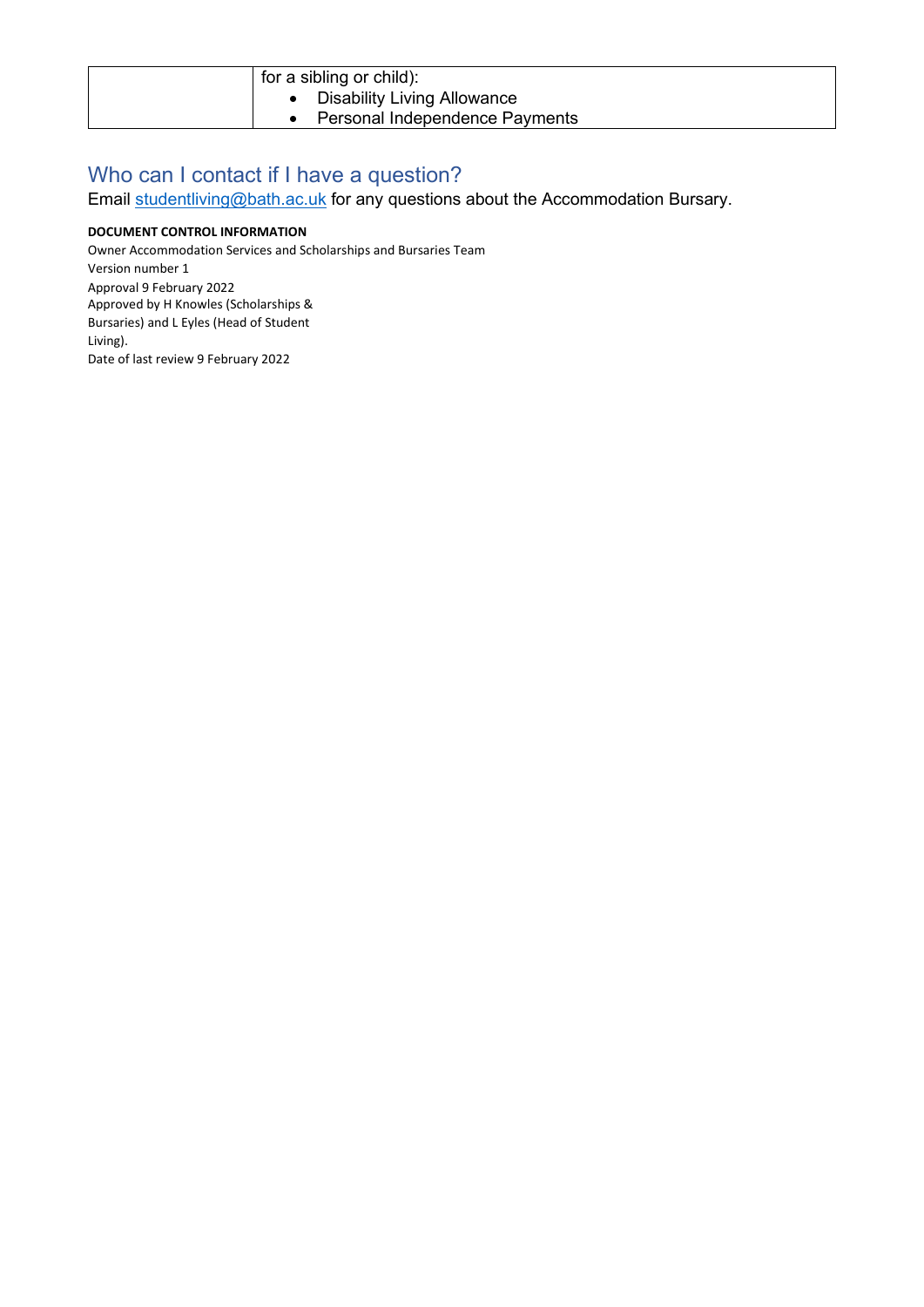| | |
|---|---|
| | for a sibling or child):<br>• Disability Living Allowance<br>• Personal Independence Payments |

## Who can I contact if I have a question?

Email studentliving@bath.ac.uk for any questions about the Accommodation Bursary.

**DOCUMENT CONTROL INFORMATION**

Owner Accommodation Services and Scholarships and Bursaries Team
Version number 1
Approval 9 February 2022
Approved by H Knowles (Scholarships & Bursaries) and L Eyles (Head of Student Living).
Date of last review 9 February 2022